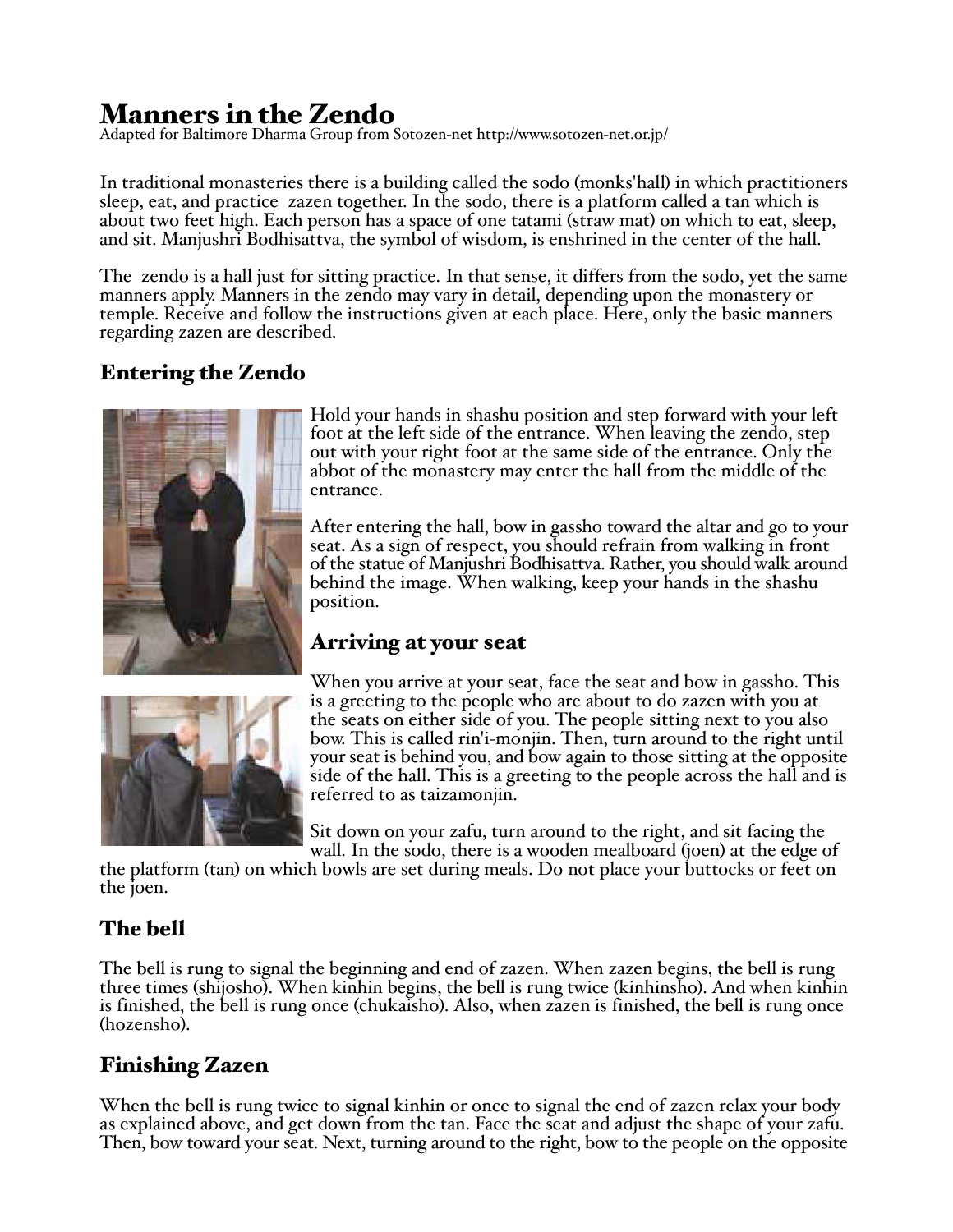# Manners in the Zendo

Adapted for Baltimore Dharma Group from Sotozen-net http://www.sotozen-net.or.jp/

In traditional monasteries there is a building called the sodo (monks'hall) in which practitioners sleep, eat, and practice zazen together. In the sodo, there is a platform called a tan which is about two feet high. Each person has a space of one tatami (straw mat) on which to eat, sleep, and sit. Manjushri Bodhisattva, the symbol of wisdom, is enshrined in the center of the hall.

The zendo is a hall just for sitting practice. In that sense, it differs from the sodo, yet the same manners apply. Manners in the zendo may vary in detail, depending upon the monastery or temple. Receive and follow the instructions given at each place. Here, only the basic manners regarding zazen are described.

## Entering the Zendo

Hold your hands in shashu position and step forward with your left foot at the left side of the entrance. When leaving the zendo, step out with your right foot at the same side of the entrance. Only the abbot of the monastery may enter the hall from the middle of the entrance.

After entering the hall, bow in gassho toward the altar and go to your seat. As a sign of respect, you should refrain from walking in front of the statue of Manjushri Bodhisattva. Rather, you should walk around behind the image. When walking, keep your hands in the shashu position.

## Arriving at your seat

When you arrive at your seat, face the seat and bow in gassho. This is a greeting to the people who are about to do zazen with you at the seats on either side of you. The people sitting next to you also bow. This is called rin'i-monjin. Then, turn around to the right until your seat is behind you, and bow again to those sitting at the opposite side of the hall. This is a greeting to the people across the hall and is referred to as taizamonjin.

Sit down on your zafu, turn around to the right, and sit facing the wall. In the sodo, there is a wooden mealboard (joen) at the edge of the platform (tan) on which bowls are set during meals. Do not place your buttocks or feet on the joen.

## The bell

The bell is rung to signal the beginning and end of zazen. When zazen begins, the bell is rung three times (shijosho). When kinhin begins, the bell is rung twice (kinhinsho). And when kinhin is finished, the bell is rung once (chukaisho). Also, when zazen is finished, the bell is rung once (hozensho).

## Finishing Zazen

When the bell is rung twice to signal kinhin or once to signal the end of zazen relax your body as explained above, and get down from the tan. Face the seat and adjust the shape of your zafu. Then, bow toward your seat. Next, turning around to the right, bow to the people on the opposite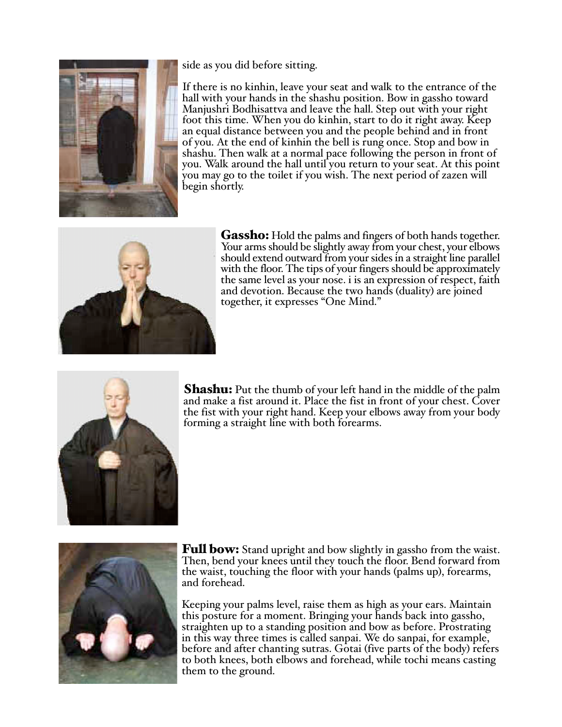side as you did before sitting.

If there is no kinhin, leave your seat and walk to the entrance of the hall with your hands in the shashu position. Bow in gassho toward Manjushri Bodhisattva and leave the hall. Step out with your right foot this time. When you do kinhin, start to do it right away. Keep an equal distance between you and the people behind and in front of you. At the end of kinhin the bell is rung once. Stop and bow in shashu. Then walk at a normal pace following the person in front of you. Walk around the hall until you return to your seat. At this point you may go to the toilet if you wish. The next period of zazen will begin shortly.

**Gassho:** Hold the palms and fingers of both hands together. Your arms should be slightly away from your chest, your elbows should extend outward from your sides in a straight line parallel with the floor. The tips of your fingers should be approximately the same level as your nose. i is an expression of respect, faith and devotion. Because the two hands (duality) are joined together, it expresses "One Mind."

**Shashu:** Put the thumb of your left hand in the middle of the palm and make a fist around it. Place the fist in front of your chest. Cover the fist with your right hand. Keep your elbows away from your body forming a straight line with both forearms.

**Full bow:** Stand upright and bow slightly in gassho from the waist. Then, bend your knees until they touch the floor. Bend forward from the waist, touching the floor with your hands (palms up), forearms, and forehead.

Keeping your palms level, raise them as high as your ears. Maintain this posture for a moment. Bringing your hands back into gassho, straighten up to a standing position and bow as before. Prostrating in this way three times is called sanpai. We do sanpai, for example, before and after chanting sutras. Gotai (five parts of the body) refers to both knees, both elbows and forehead, while tochi means casting them to the ground.